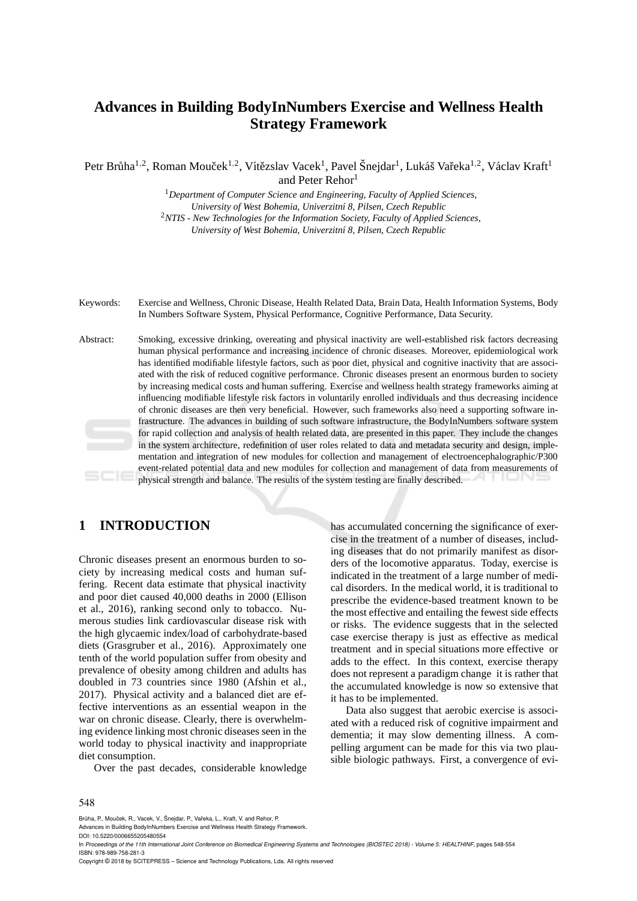# Advances in Building BodyInNumbers Exercise and Wellness Health Strategy Framework

Petr Brůha[1,2], Roman Mouček[1,2], Vítězslav Vacek[1], Pavel Šnejdar[1], Lukáš Vařeka[1,2], Václav Kraft[1] and Peter Rehor[1]

[1]*Department of Computer Science and Engineering, Faculty of Applied Sciences, University of West Bohemia, Univerzitní 8, Pilsen, Czech Republic*

[2]*NTIS - New Technologies for the Information Society, Faculty of Applied Sciences, University of West Bohemia, Univerzitní 8, Pilsen, Czech Republic*

Keywords: Exercise and Wellness, Chronic Disease, Health Related Data, Brain Data, Health Information Systems, Body In Numbers Software System, Physical Performance, Cognitive Performance, Data Security.

Abstract: Smoking, excessive drinking, overeating and physical inactivity are well-established risk factors decreasing human physical performance and increasing incidence of chronic diseases. Moreover, epidemiological work has identified modifiable lifestyle factors, such as poor diet, physical and cognitive inactivity that are associated with the risk of reduced cognitive performance. Chronic diseases present an enormous burden to society by increasing medical costs and human suffering. Exercise and wellness health strategy frameworks aiming at influencing modifiable lifestyle risk factors in voluntarily enrolled individuals and thus decreasing incidence of chronic diseases are then very beneficial. However, such frameworks also need a supporting software infrastructure. The advances in building of such software infrastructure, the BodyInNumbers software system for rapid collection and analysis of health related data, are presented in this paper. They include the changes in the system architecture, redefinition of user roles related to data and metadata security and design, implementation and integration of new modules for collection and management of electroencephalographic/P300 event-related potential data and new modules for collection and management of data from measurements of physical strength and balance. The results of the system testing are finally described.

## 1 INTRODUCTION

Chronic diseases present an enormous burden to society by increasing medical costs and human suffering. Recent data estimate that physical inactivity and poor diet caused 40,000 deaths in 2000 (Ellison et al., 2016), ranking second only to tobacco. Numerous studies link cardiovascular disease risk with the high glycaemic index/load of carbohydrate-based diets (Grasgruber et al., 2016). Approximately one tenth of the world population suffer from obesity and prevalence of obesity among children and adults has doubled in 73 countries since 1980 (Afshin et al., 2017). Physical activity and a balanced diet are effective interventions as an essential weapon in the war on chronic disease. Clearly, there is overwhelming evidence linking most chronic diseases seen in the world today to physical inactivity and inappropriate diet consumption.

Over the past decades, considerable knowledge has accumulated concerning the significance of exercise in the treatment of a number of diseases, including diseases that do not primarily manifest as disorders of the locomotive apparatus. Today, exercise is indicated in the treatment of a large number of medical disorders. In the medical world, it is traditional to prescribe the evidence-based treatment known to be the most effective and entailing the fewest side effects or risks. The evidence suggests that in the selected case exercise therapy is just as effective as medical treatment and in special situations more effective or adds to the effect. In this context, exercise therapy does not represent a paradigm change it is rather that the accumulated knowledge is now so extensive that it has to be implemented.

Data also suggest that aerobic exercise is associated with a reduced risk of cognitive impairment and dementia; it may slow dementing illness. A compelling argument can be made for this via two plausible biologic pathways. First, a convergence of evi-

Brůha, P., Mouček, R., Vacek, V., Šnejdar, P., Vařeka, L., Kraft, V. and Rehor, P.
Advances in Building BodyInNumbers Exercise and Wellness Health Strategy Framework.
DOI: 10.5220/0006655205480554
In *Proceedings of the 11th International Joint Conference on Biomedical Engineering Systems and Technologies (BIOSTEC 2018) - Volume 5: HEALTHINF*, pages 548-554
ISBN: 978-989-758-281-3
Copyright © 2018 by SCITEPRESS – Science and Technology Publications, Lda. All rights reserved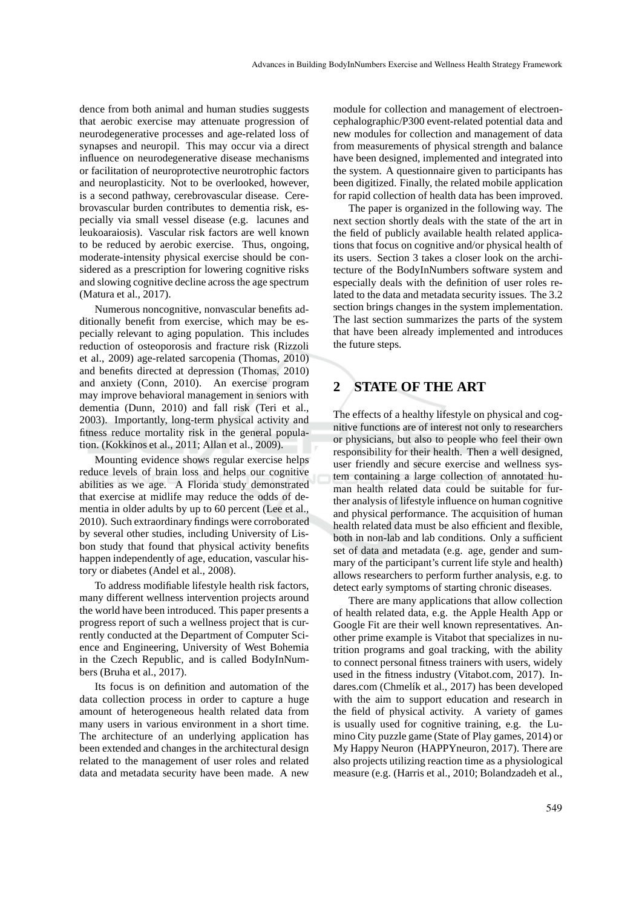dence from both animal and human studies suggests that aerobic exercise may attenuate progression of neurodegenerative processes and age-related loss of synapses and neuropil. This may occur via a direct influence on neurodegenerative disease mechanisms or facilitation of neuroprotective neurotrophic factors and neuroplasticity. Not to be overlooked, however, is a second pathway, cerebrovascular disease. Cerebrovascular burden contributes to dementia risk, especially via small vessel disease (e.g. lacunes and leukoaraiosis). Vascular risk factors are well known to be reduced by aerobic exercise. Thus, ongoing, moderate-intensity physical exercise should be considered as a prescription for lowering cognitive risks and slowing cognitive decline across the age spectrum (Matura et al., 2017).

Numerous noncognitive, nonvascular benefits additionally benefit from exercise, which may be especially relevant to aging population. This includes reduction of osteoporosis and fracture risk (Rizzoli et al., 2009) age-related sarcopenia (Thomas, 2010) and benefits directed at depression (Thomas, 2010) and anxiety (Conn, 2010). An exercise program may improve behavioral management in seniors with dementia (Dunn, 2010) and fall risk (Teri et al., 2003). Importantly, long-term physical activity and fitness reduce mortality risk in the general population. (Kokkinos et al., 2011; Allan et al., 2009).

Mounting evidence shows regular exercise helps reduce levels of brain loss and helps our cognitive abilities as we age. A Florida study demonstrated that exercise at midlife may reduce the odds of dementia in older adults by up to 60 percent (Lee et al., 2010). Such extraordinary findings were corroborated by several other studies, including University of Lisbon study that found that physical activity benefits happen independently of age, education, vascular history or diabetes (Andel et al., 2008).

To address modifiable lifestyle health risk factors, many different wellness intervention projects around the world have been introduced. This paper presents a progress report of such a wellness project that is currently conducted at the Department of Computer Science and Engineering, University of West Bohemia in the Czech Republic, and is called BodyInNumbers (Bruha et al., 2017).

Its focus is on definition and automation of the data collection process in order to capture a huge amount of heterogeneous health related data from many users in various environment in a short time. The architecture of an underlying application has been extended and changes in the architectural design related to the management of user roles and related data and metadata security have been made. A new module for collection and management of electroencephalographic/P300 event-related potential data and new modules for collection and management of data from measurements of physical strength and balance have been designed, implemented and integrated into the system. A questionnaire given to participants has been digitized. Finally, the related mobile application for rapid collection of health data has been improved.

The paper is organized in the following way. The next section shortly deals with the state of the art in the field of publicly available health related applications that focus on cognitive and/or physical health of its users. Section 3 takes a closer look on the architecture of the BodyInNumbers software system and especially deals with the definition of user roles related to the data and metadata security issues. The 3.2 section brings changes in the system implementation. The last section summarizes the parts of the system that have been already implemented and introduces the future steps.

## 2 STATE OF THE ART

The effects of a healthy lifestyle on physical and cognitive functions are of interest not only to researchers or physicians, but also to people who feel their own responsibility for their health. Then a well designed, user friendly and secure exercise and wellness system containing a large collection of annotated human health related data could be suitable for further analysis of lifestyle influence on human cognitive and physical performance. The acquisition of human health related data must be also efficient and flexible, both in non-lab and lab conditions. Only a sufficient set of data and metadata (e.g. age, gender and summary of the participant's current life style and health) allows researchers to perform further analysis, e.g. to detect early symptoms of starting chronic diseases.

There are many applications that allow collection of health related data, e.g. the Apple Health App or Google Fit are their well known representatives. Another prime example is Vitabot that specializes in nutrition programs and goal tracking, with the ability to connect personal fitness trainers with users, widely used in the fitness industry (Vitabot.com, 2017). Indares.com (Chmelík et al., 2017) has been developed with the aim to support education and research in the field of physical activity. A variety of games is usually used for cognitive training, e.g. the Lumino City puzzle game (State of Play games, 2014) or My Happy Neuron (HAPPYneuron, 2017). There are also projects utilizing reaction time as a physiological measure (e.g. (Harris et al., 2010; Bolandzadeh et al.,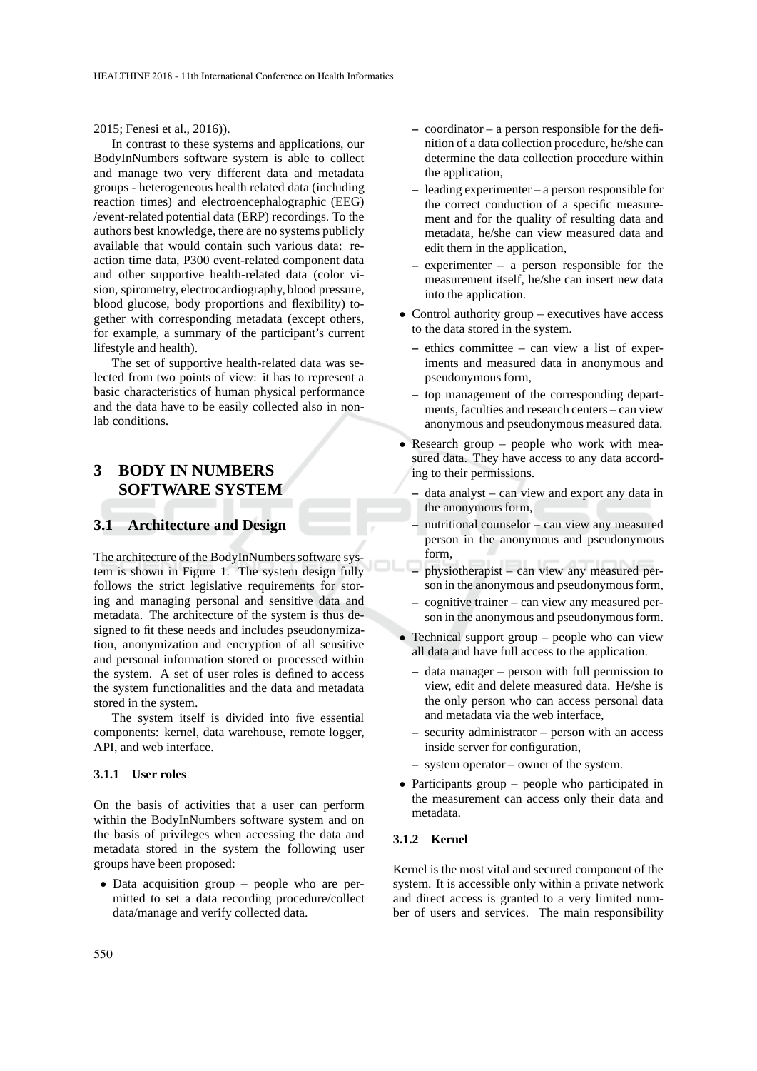2015; Fenesi et al., 2016)).

In contrast to these systems and applications, our BodyInNumbers software system is able to collect and manage two very different data and metadata groups - heterogeneous health related data (including reaction times) and electroencephalographic (EEG) /event-related potential data (ERP) recordings. To the authors best knowledge, there are no systems publicly available that would contain such various data: reaction time data, P300 event-related component data and other supportive health-related data (color vision, spirometry, electrocardiography, blood pressure, blood glucose, body proportions and flexibility) together with corresponding metadata (except others, for example, a summary of the participant's current lifestyle and health).

The set of supportive health-related data was selected from two points of view: it has to represent a basic characteristics of human physical performance and the data have to be easily collected also in non-lab conditions.

# 3 BODY IN NUMBERS SOFTWARE SYSTEM

## 3.1 Architecture and Design

The architecture of the BodyInNumbers software system is shown in Figure 1. The system design fully follows the strict legislative requirements for storing and managing personal and sensitive data and metadata. The architecture of the system is thus designed to fit these needs and includes pseudonymization, anonymization and encryption of all sensitive and personal information stored or processed within the system. A set of user roles is defined to access the system functionalities and the data and metadata stored in the system.

The system itself is divided into five essential components: kernel, data warehouse, remote logger, API, and web interface.

### 3.1.1 User roles

On the basis of activities that a user can perform within the BodyInNumbers software system and on the basis of privileges when accessing the data and metadata stored in the system the following user groups have been proposed:

- Data acquisition group – people who are permitted to set a data recording procedure/collect data/manage and verify collected data.
  - coordinator – a person responsible for the definition of a data collection procedure, he/she can determine the data collection procedure within the application,
  - leading experimenter – a person responsible for the correct conduction of a specific measurement and for the quality of resulting data and metadata, he/she can view measured data and edit them in the application,
  - experimenter – a person responsible for the measurement itself, he/she can insert new data into the application.
- Control authority group – executives have access to the data stored in the system.
  - ethics committee – can view a list of experiments and measured data in anonymous and pseudonymous form,
  - top management of the corresponding departments, faculties and research centers – can view anonymous and pseudonymous measured data.
- Research group – people who work with measured data. They have access to any data according to their permissions.
  - data analyst – can view and export any data in the anonymous form,
  - nutritional counselor – can view any measured person in the anonymous and pseudonymous form,
  - physiotherapist – can view any measured person in the anonymous and pseudonymous form,
  - cognitive trainer – can view any measured person in the anonymous and pseudonymous form.
- Technical support group – people who can view all data and have full access to the application.
  - data manager – person with full permission to view, edit and delete measured data. He/she is the only person who can access personal data and metadata via the web interface,
  - security administrator – person with an access inside server for configuration,
  - system operator – owner of the system.
- Participants group – people who participated in the measurement can access only their data and metadata.

### 3.1.2 Kernel

Kernel is the most vital and secured component of the system. It is accessible only within a private network and direct access is granted to a very limited number of users and services. The main responsibility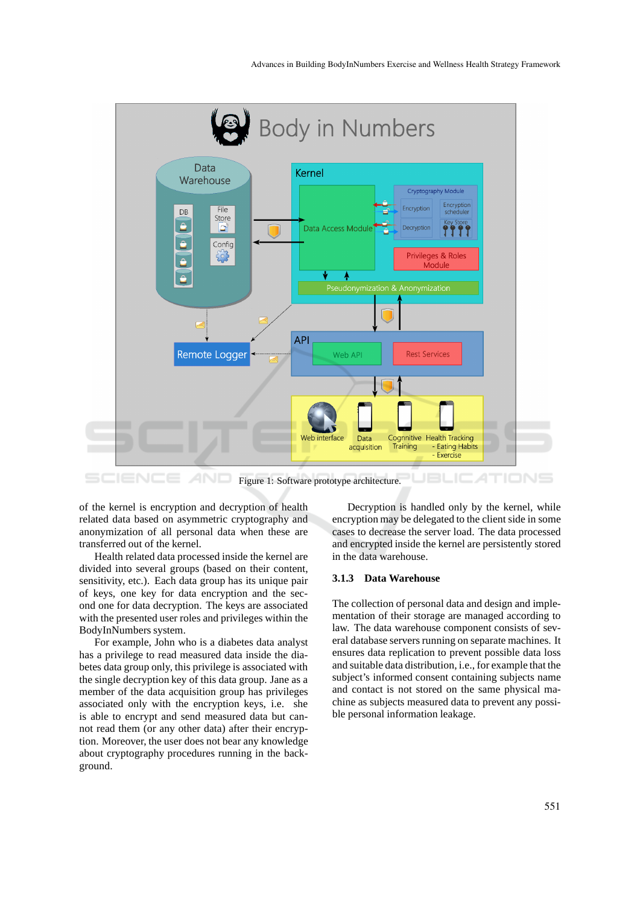Figure 1: Software prototype architecture.

of the kernel is encryption and decryption of health related data based on asymmetric cryptography and anonymization of all personal data when these are transferred out of the kernel.

Health related data processed inside the kernel are divided into several groups (based on their content, sensitivity, etc.). Each data group has its unique pair of keys, one key for data encryption and the second one for data decryption. The keys are associated with the presented user roles and privileges within the BodyInNumbers system.

For example, John who is a diabetes data analyst has a privilege to read measured data inside the diabetes data group only, this privilege is associated with the single decryption key of this data group. Jane as a member of the data acquisition group has privileges associated only with the encryption keys, i.e. she is able to encrypt and send measured data but cannot read them (or any other data) after their encryption. Moreover, the user does not bear any knowledge about cryptography procedures running in the background.

Decryption is handled only by the kernel, while encryption may be delegated to the client side in some cases to decrease the server load. The data processed and encrypted inside the kernel are persistently stored in the data warehouse.

### 3.1.3 Data Warehouse

The collection of personal data and design and implementation of their storage are managed according to law. The data warehouse component consists of several database servers running on separate machines. It ensures data replication to prevent possible data loss and suitable data distribution, i.e., for example that the subject's informed consent containing subjects name and contact is not stored on the same physical machine as subjects measured data to prevent any possible personal information leakage.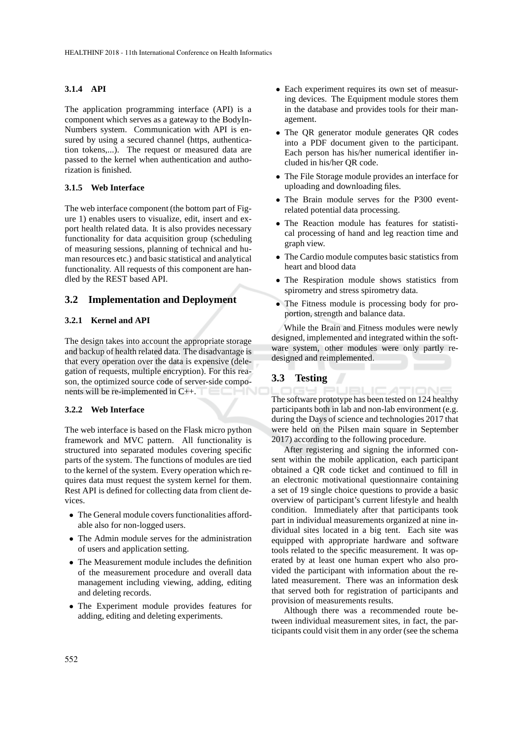#### 3.1.4 API

The application programming interface (API) is a component which serves as a gateway to the BodyInNumbers system. Communication with API is ensured by using a secured channel (https, authentication tokens,...). The request or measured data are passed to the kernel when authentication and authorization is finished.

#### 3.1.5 Web Interface

The web interface component (the bottom part of Figure 1) enables users to visualize, edit, insert and export health related data. It is also provides necessary functionality for data acquisition group (scheduling of measuring sessions, planning of technical and human resources etc.) and basic statistical and analytical functionality. All requests of this component are handled by the REST based API.

### 3.2 Implementation and Deployment

#### 3.2.1 Kernel and API

The design takes into account the appropriate storage and backup of health related data. The disadvantage is that every operation over the data is expensive (delegation of requests, multiple encryption). For this reason, the optimized source code of server-side components will be re-implemented in C++.

#### 3.2.2 Web Interface

The web interface is based on the Flask micro python framework and MVC pattern. All functionality is structured into separated modules covering specific parts of the system. The functions of modules are tied to the kernel of the system. Every operation which requires data must request the system kernel for them. Rest API is defined for collecting data from client devices.

- The General module covers functionalities affordable also for non-logged users.
- The Admin module serves for the administration of users and application setting.
- The Measurement module includes the definition of the measurement procedure and overall data management including viewing, adding, editing and deleting records.
- The Experiment module provides features for adding, editing and deleting experiments.
- Each experiment requires its own set of measuring devices. The Equipment module stores them in the database and provides tools for their management.
- The QR generator module generates QR codes into a PDF document given to the participant. Each person has his/her numerical identifier included in his/her QR code.
- The File Storage module provides an interface for uploading and downloading files.
- The Brain module serves for the P300 event-related potential data processing.
- The Reaction module has features for statistical processing of hand and leg reaction time and graph view.
- The Cardio module computes basic statistics from heart and blood data
- The Respiration module shows statistics from spirometry and stress spirometry data.
- The Fitness module is processing body for proportion, strength and balance data.

While the Brain and Fitness modules were newly designed, implemented and integrated within the software system, other modules were only partly redesigned and reimplemented.

### 3.3 Testing

The software prototype has been tested on 124 healthy participants both in lab and non-lab environment (e.g. during the Days of science and technologies 2017 that were held on the Pilsen main square in September 2017) according to the following procedure.

After registering and signing the informed consent within the mobile application, each participant obtained a QR code ticket and continued to fill in an electronic motivational questionnaire containing a set of 19 single choice questions to provide a basic overview of participant's current lifestyle and health condition. Immediately after that participants took part in individual measurements organized at nine individual sites located in a big tent. Each site was equipped with appropriate hardware and software tools related to the specific measurement. It was operated by at least one human expert who also provided the participant with information about the related measurement. There was an information desk that served both for registration of participants and provision of measurements results.

Although there was a recommended route between individual measurement sites, in fact, the participants could visit them in any order (see the schema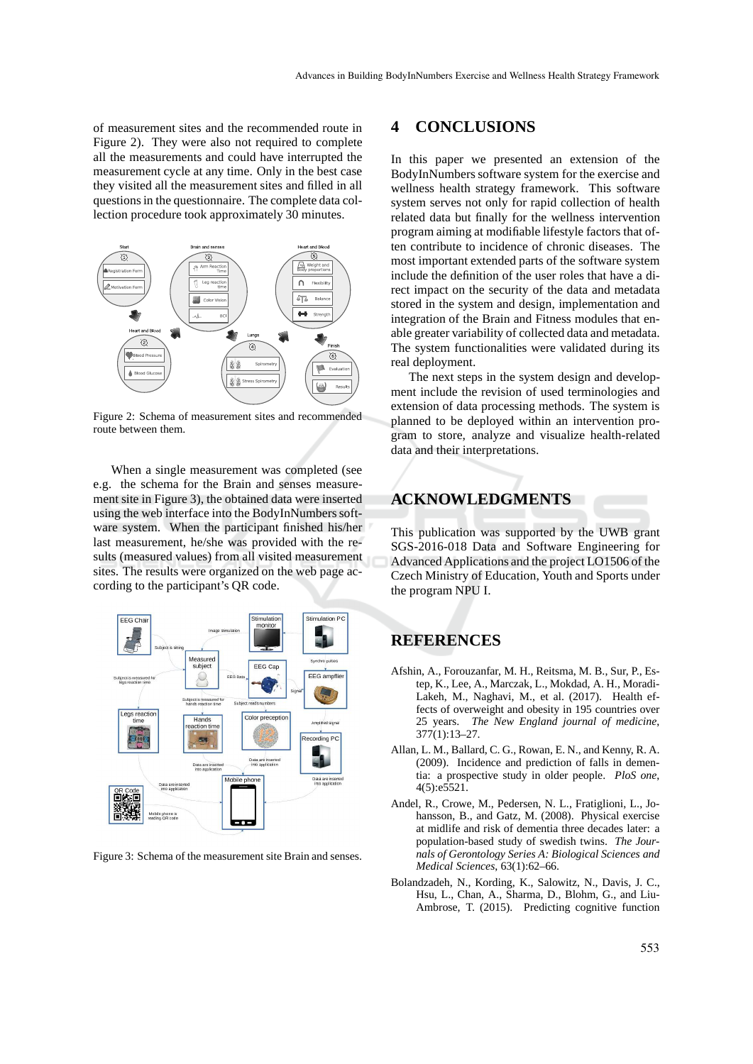of measurement sites and the recommended route in Figure 2). They were also not required to complete all the measurements and could have interrupted the measurement cycle at any time. Only in the best case they visited all the measurement sites and filled in all questions in the questionnaire. The complete data collection procedure took approximately 30 minutes.

Figure 2: Schema of measurement sites and recommended route between them.

When a single measurement was completed (see e.g. the schema for the Brain and senses measurement site in Figure 3), the obtained data were inserted using the web interface into the BodyInNumbers software system. When the participant finished his/her last measurement, he/she was provided with the results (measured values) from all visited measurement sites. The results were organized on the web page according to the participant's QR code.

Figure 3: Schema of the measurement site Brain and senses.

## 4 CONCLUSIONS

In this paper we presented an extension of the BodyInNumbers software system for the exercise and wellness health strategy framework. This software system serves not only for rapid collection of health related data but finally for the wellness intervention program aiming at modifiable lifestyle factors that often contribute to incidence of chronic diseases. The most important extended parts of the software system include the definition of the user roles that have a direct impact on the security of the data and metadata stored in the system and design, implementation and integration of the Brain and Fitness modules that enable greater variability of collected data and metadata. The system functionalities were validated during its real deployment.

The next steps in the system design and development include the revision of used terminologies and extension of data processing methods. The system is planned to be deployed within an intervention program to store, analyze and visualize health-related data and their interpretations.

## ACKNOWLEDGMENTS

This publication was supported by the UWB grant SGS-2016-018 Data and Software Engineering for Advanced Applications and the project LO1506 of the Czech Ministry of Education, Youth and Sports under the program NPU I.

## REFERENCES

Afshin, A., Forouzanfar, M. H., Reitsma, M. B., Sur, P., Estep, K., Lee, A., Marczak, L., Mokdad, A. H., Moradi-Lakeh, M., Naghavi, M., et al. (2017). Health effects of overweight and obesity in 195 countries over 25 years. *The New England journal of medicine*, 377(1):13–27.

Allan, L. M., Ballard, C. G., Rowan, E. N., and Kenny, R. A. (2009). Incidence and prediction of falls in dementia: a prospective study in older people. *PloS one*, 4(5):e5521.

Andel, R., Crowe, M., Pedersen, N. L., Fratiglioni, L., Johansson, B., and Gatz, M. (2008). Physical exercise at midlife and risk of dementia three decades later: a population-based study of swedish twins. *The Journals of Gerontology Series A: Biological Sciences and Medical Sciences*, 63(1):62–66.

Bolandzadeh, N., Kording, K., Salowitz, N., Davis, J. C., Hsu, L., Chan, A., Sharma, D., Blohm, G., and Liu-Ambrose, T. (2015). Predicting cognitive function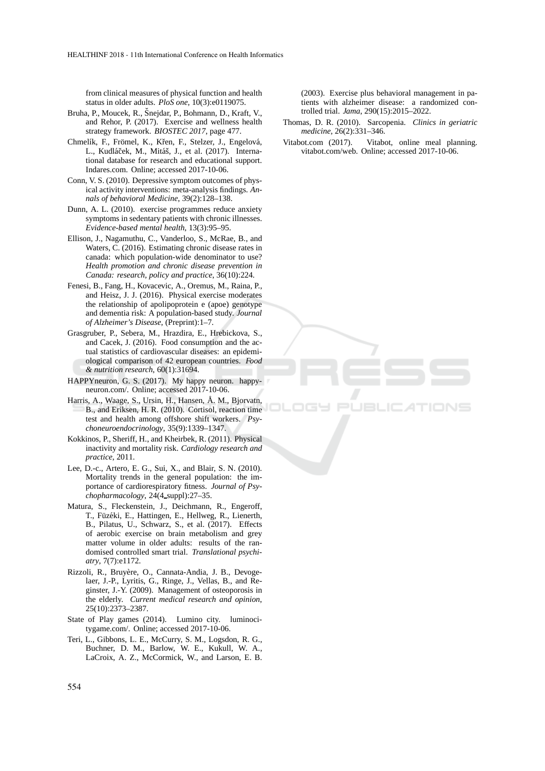from clinical measures of physical function and health status in older adults. *PloS one*, 10(3):e0119075.

Bruha, P., Moucek, R., Šnejdar, P., Bohmann, D., Kraft, V., and Rehor, P. (2017). Exercise and wellness health strategy framework. *BIOSTEC 2017*, page 477.

Chmelík, F., Frömel, K., Křen, F., Stelzer, J., Engelová, L., Kudláček, M., Mitáš, J., et al. (2017). International database for research and educational support. Indares.com. Online; accessed 2017-10-06.

Conn, V. S. (2010). Depressive symptom outcomes of physical activity interventions: meta-analysis findings. *Annals of behavioral Medicine*, 39(2):128–138.

Dunn, A. L. (2010). exercise programmes reduce anxiety symptoms in sedentary patients with chronic illnesses. *Evidence-based mental health*, 13(3):95–95.

Ellison, J., Nagamuthu, C., Vanderloo, S., McRae, B., and Waters, C. (2016). Estimating chronic disease rates in canada: which population-wide denominator to use? *Health promotion and chronic disease prevention in Canada: research, policy and practice*, 36(10):224.

Fenesi, B., Fang, H., Kovacevic, A., Oremus, M., Raina, P., and Heisz, J. J. (2016). Physical exercise moderates the relationship of apolipoprotein e (apoe) genotype and dementia risk: A population-based study. *Journal of Alzheimer's Disease*, (Preprint):1–7.

Grasgruber, P., Sebera, M., Hrazdira, E., Hrebickova, S., and Cacek, J. (2016). Food consumption and the actual statistics of cardiovascular diseases: an epidemiological comparison of 42 european countries. *Food & nutrition research*, 60(1):31694.

HAPPYneuron, G. S. (2017). My happy neuron. happyneuron.com/. Online; accessed 2017-10-06.

Harris, A., Waage, S., Ursin, H., Hansen, Å. M., Bjorvatn, B., and Eriksen, H. R. (2010). Cortisol, reaction time test and health among offshore shift workers. *Psychoneuroendocrinology*, 35(9):1339–1347.

Kokkinos, P., Sheriff, H., and Kheirbek, R. (2011). Physical inactivity and mortality risk. *Cardiology research and practice*, 2011.

Lee, D.-c., Artero, E. G., Sui, X., and Blair, S. N. (2010). Mortality trends in the general population: the importance of cardiorespiratory fitness. *Journal of Psychopharmacology*, 24(4_suppl):27–35.

Matura, S., Fleckenstein, J., Deichmann, R., Engeroff, T., Füzéki, E., Hattingen, E., Hellweg, R., Lienerth, B., Pilatus, U., Schwarz, S., et al. (2017). Effects of aerobic exercise on brain metabolism and grey matter volume in older adults: results of the randomised controlled smart trial. *Translational psychiatry*, 7(7):e1172.

Rizzoli, R., Bruyère, O., Cannata-Andia, J. B., Devogelaer, J.-P., Lyritis, G., Ringe, J., Vellas, B., and Reginster, J.-Y. (2009). Management of osteoporosis in the elderly. *Current medical research and opinion*, 25(10):2373–2387.

State of Play games (2014). Lumino city. luminocitygame.com/. Online; accessed 2017-10-06.

Teri, L., Gibbons, L. E., McCurry, S. M., Logsdon, R. G., Buchner, D. M., Barlow, W. E., Kukull, W. A., LaCroix, A. Z., McCormick, W., and Larson, E. B. (2003). Exercise plus behavioral management in patients with alzheimer disease: a randomized controlled trial. *Jama*, 290(15):2015–2022.

Thomas, D. R. (2010). Sarcopenia. *Clinics in geriatric medicine*, 26(2):331–346.

Vitabot.com (2017). Vitabot, online meal planning. vitabot.com/web. Online; accessed 2017-10-06.